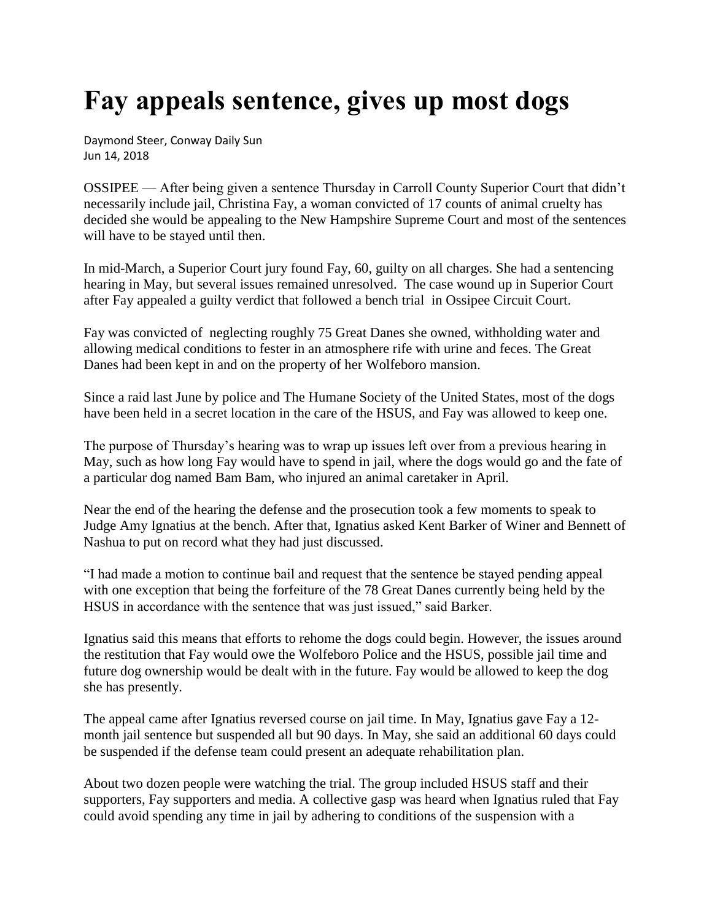# Fay appeals sentence, gives up most dogs

Daymond Steer, Conway Daily Sun
Jun 14, 2018

OSSIPEE — After being given a sentence Thursday in Carroll County Superior Court that didn't necessarily include jail, Christina Fay, a woman convicted of 17 counts of animal cruelty has decided she would be appealing to the New Hampshire Supreme Court and most of the sentences will have to be stayed until then.

In mid-March, a Superior Court jury found Fay, 60, guilty on all charges. She had a sentencing hearing in May, but several issues remained unresolved. The case wound up in Superior Court after Fay appealed a guilty verdict that followed a bench trial in Ossipee Circuit Court.

Fay was convicted of neglecting roughly 75 Great Danes she owned, withholding water and allowing medical conditions to fester in an atmosphere rife with urine and feces. The Great Danes had been kept in and on the property of her Wolfeboro mansion.

Since a raid last June by police and The Humane Society of the United States, most of the dogs have been held in a secret location in the care of the HSUS, and Fay was allowed to keep one.

The purpose of Thursday's hearing was to wrap up issues left over from a previous hearing in May, such as how long Fay would have to spend in jail, where the dogs would go and the fate of a particular dog named Bam Bam, who injured an animal caretaker in April.

Near the end of the hearing the defense and the prosecution took a few moments to speak to Judge Amy Ignatius at the bench. After that, Ignatius asked Kent Barker of Winer and Bennett of Nashua to put on record what they had just discussed.

"I had made a motion to continue bail and request that the sentence be stayed pending appeal with one exception that being the forfeiture of the 78 Great Danes currently being held by the HSUS in accordance with the sentence that was just issued," said Barker.

Ignatius said this means that efforts to rehome the dogs could begin. However, the issues around the restitution that Fay would owe the Wolfeboro Police and the HSUS, possible jail time and future dog ownership would be dealt with in the future. Fay would be allowed to keep the dog she has presently.

The appeal came after Ignatius reversed course on jail time. In May, Ignatius gave Fay a 12-month jail sentence but suspended all but 90 days. In May, she said an additional 60 days could be suspended if the defense team could present an adequate rehabilitation plan.

About two dozen people were watching the trial. The group included HSUS staff and their supporters, Fay supporters and media. A collective gasp was heard when Ignatius ruled that Fay could avoid spending any time in jail by adhering to conditions of the suspension with a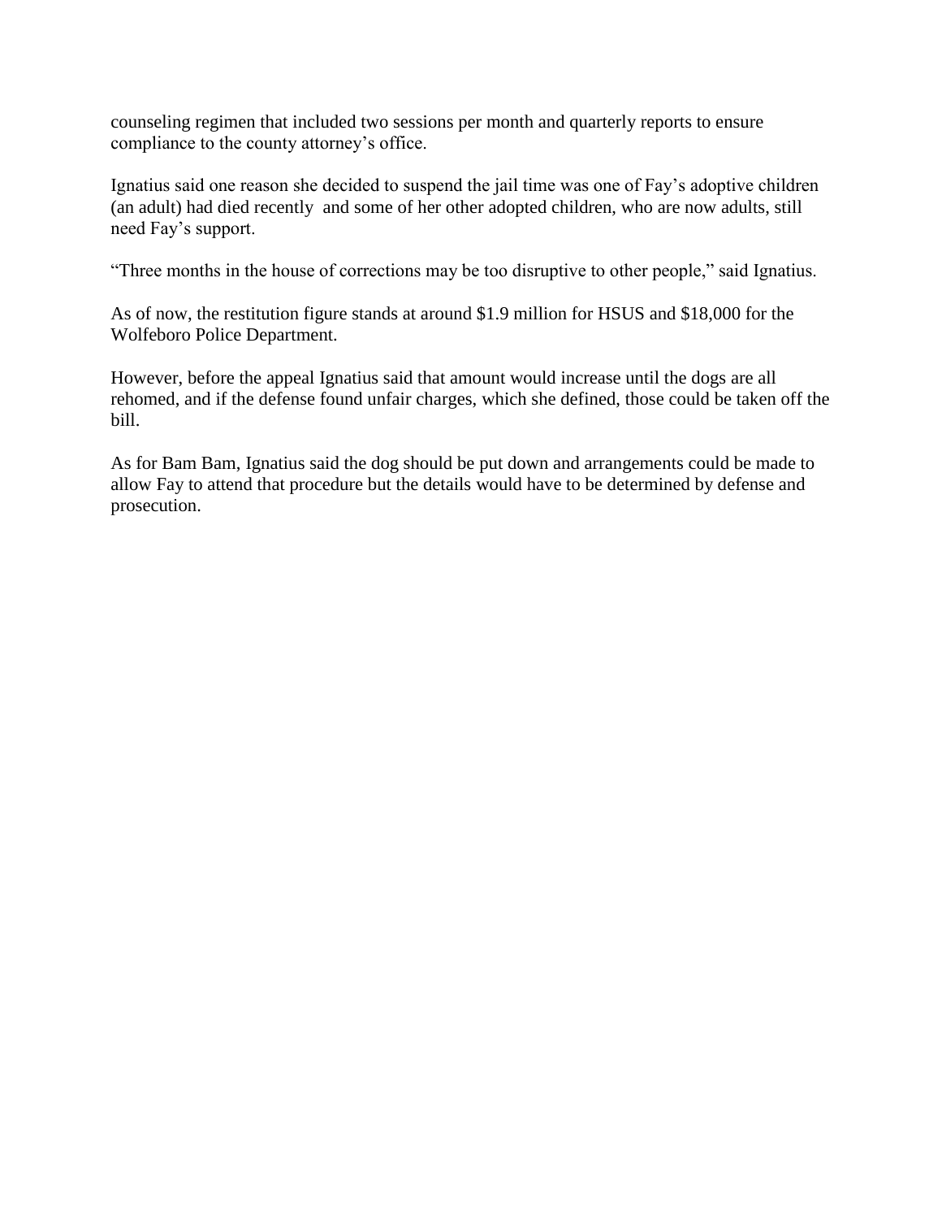counseling regimen that included two sessions per month and quarterly reports to ensure compliance to the county attorney's office.

Ignatius said one reason she decided to suspend the jail time was one of Fay's adoptive children (an adult) had died recently and some of her other adopted children, who are now adults, still need Fay's support.

"Three months in the house of corrections may be too disruptive to other people," said Ignatius.

As of now, the restitution figure stands at around $1.9 million for HSUS and $18,000 for the Wolfeboro Police Department.

However, before the appeal Ignatius said that amount would increase until the dogs are all rehomed, and if the defense found unfair charges, which she defined, those could be taken off the bill.

As for Bam Bam, Ignatius said the dog should be put down and arrangements could be made to allow Fay to attend that procedure but the details would have to be determined by defense and prosecution.